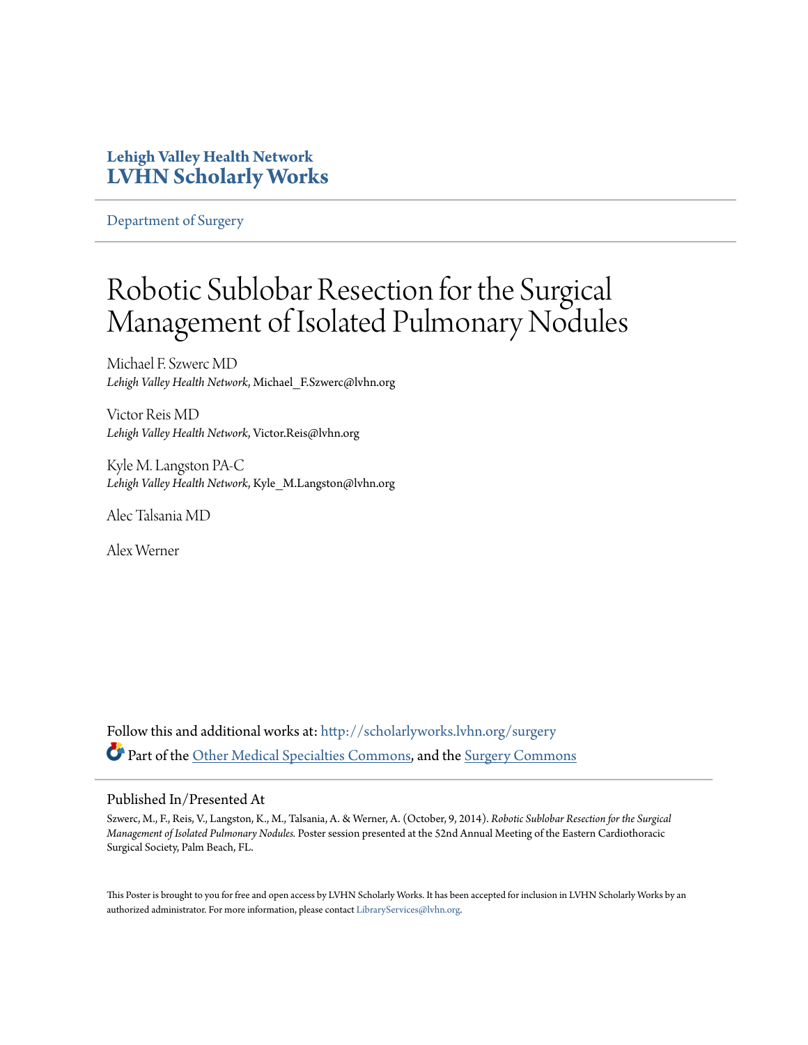Lehigh Valley Health Network

**LVHN Scholarly Works**

Department of Surgery

# Robotic Sublobar Resection for the Surgical Management of Isolated Pulmonary Nodules

Michael F. Szwerc MD
*Lehigh Valley Health Network*, Michael_F.Szwerc@lvhn.org

Victor Reis MD
*Lehigh Valley Health Network*, Victor.Reis@lvhn.org

Kyle M. Langston PA-C
*Lehigh Valley Health Network*, Kyle_M.Langston@lvhn.org

Alec Talsania MD

Alex Werner

Follow this and additional works at: http://scholarlyworks.lvhn.org/surgery

Part of the Other Medical Specialties Commons, and the Surgery Commons

## Published In/Presented At

Szwerc, M., F., Reis, V., Langston, K., M., Talsania, A. & Werner, A. (October, 9, 2014). *Robotic Sublobar Resection for the Surgical Management of Isolated Pulmonary Nodules.* Poster session presented at the 52nd Annual Meeting of the Eastern Cardiothoracic Surgical Society, Palm Beach, FL.

This Poster is brought to you for free and open access by LVHN Scholarly Works. It has been accepted for inclusion in LVHN Scholarly Works by an authorized administrator. For more information, please contact LibraryServices@lvhn.org.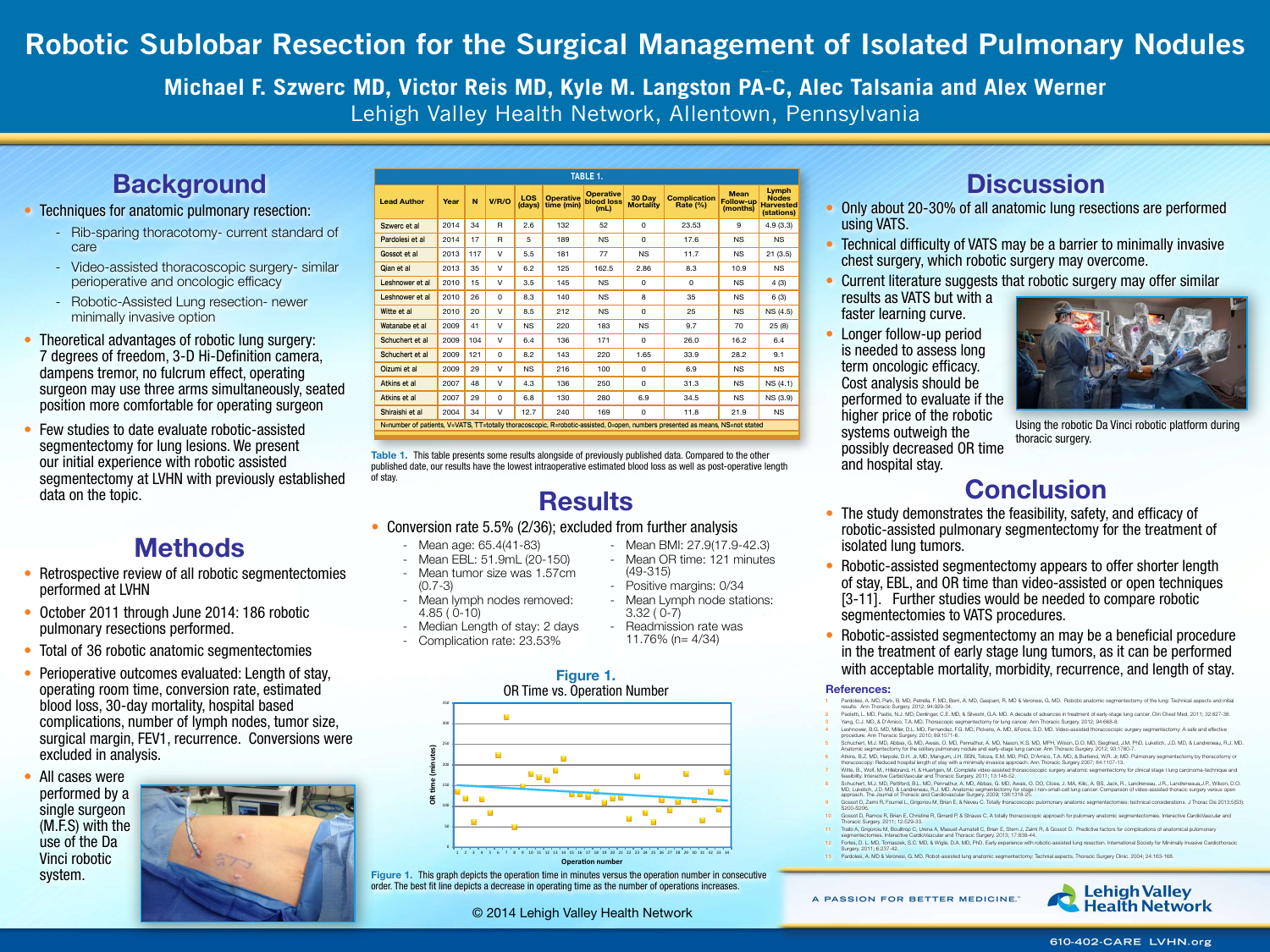# Robotic Sublobar Resection for the Surgical Management of Isolated Pulmonary Nodules

**Michael F. Szwerc MD, Victor Reis MD, Kyle M. Langston PA-C, Alec Talsania and Alex Werner**

Lehigh Valley Health Network, Allentown, Pennsylvania

## Background

- Techniques for anatomic pulmonary resection:
  - Rib-sparing thoracotomy- current standard of care
  - Video-assisted thoracoscopic surgery- similar perioperative and oncologic efficacy
  - Robotic-Assisted Lung resection- newer minimally invasive option
- Theoretical advantages of robotic lung surgery: 7 degrees of freedom, 3-D Hi-Definition camera, dampens tremor, no fulcrum effect, operating surgeon may use three arms simultaneously, seated position more comfortable for operating surgeon
- Few studies to date evaluate robotic-assisted segmentectomy for lung lesions. We present our initial experience with robotic assisted segmentectomy at LVHN with previously established data on the topic.

## Methods

- Retrospective review of all robotic segmentectomies performed at LVHN
- October 2011 through June 2014: 186 robotic pulmonary resections performed.
- Total of 36 robotic anatomic segmentectomies
- Perioperative outcomes evaluated: Length of stay, operating room time, conversion rate, estimated blood loss, 30-day mortality, hospital based complications, number of lymph nodes, tumor size, surgical margin, FEV1, recurrence. Conversions were excluded in analysis.
- All cases were performed by a single surgeon (M.F.S) with the use of the Da Vinci robotic system.

**TABLE 1.**

| Lead Author | Year | N | V/R/O | LOS (days) | Operative time (min) | Operative blood loss (mL) | 30 Day Mortality | Complication Rate (%) | Mean Follow-up (months) | Lymph Nodes Harvested (stations) |
|---|---|---|---|---|---|---|---|---|---|---|
| Szwerc et al | 2014 | 34 | R | 2.6 | 132 | 52 | 0 | 23.53 | 9 | 4.9 (3.3) |
| Pardolesi et al | 2014 | 17 | R | 5 | 189 | NS | 0 | 17.6 | NS | NS |
| Gossot et al | 2013 | 117 | V | 5.5 | 181 | 77 | NS | 11.7 | NS | 21 (3.5) |
| Qian et al | 2013 | 35 | V | 6.2 | 125 | 162.5 | 2.86 | 8.3 | 10.9 | NS |
| Leshnower et al | 2010 | 15 | V | 3.5 | 145 | NS | 0 | 0 | NS | 4 (3) |
| Leshnower et al | 2010 | 26 | O | 8.3 | 140 | NS | 8 | 35 | NS | 6 (3) |
| Witte et al | 2010 | 20 | V | 8.5 | 212 | NS | 0 | 25 | NS | NS (4.5) |
| Watanabe et al | 2009 | 41 | V | NS | 220 | 183 | NS | 9.7 | 70 | 25 (8) |
| Schuchert et al | 2009 | 104 | V | 6.4 | 136 | 171 | 0 | 26.0 | 16.2 | 6.4 |
| Schuchert et al | 2009 | 121 | O | 8.2 | 143 | 220 | 1.65 | 33.9 | 28.2 | 9.1 |
| Oizumi et al | 2009 | 29 | V | NS | 216 | 100 | 0 | 6.9 | NS | NS |
| Atkins et al | 2007 | 48 | V | 4.3 | 136 | 250 | 0 | 31.3 | NS | NS (4.1) |
| Atkins et al | 2007 | 29 | O | 6.8 | 130 | 280 | 6.9 | 34.5 | NS | NS (3.9) |
| Shiraishi et al | 2004 | 34 | V | 12.7 | 240 | 169 | 0 | 11.8 | 21.9 | NS |

N=number of patients, V=VATS, TT=totally thoracoscopic, R=robotic-assisted, O=open, numbers presented as means, NS=not stated

**Table 1.** This table presents some results alongside of previously published data. Compared to the other published date, our results have the lowest intraoperative estimated blood loss as well as post-operative length of stay.

## Results

- Conversion rate 5.5% (2/36); excluded from further analysis
  - Mean age: 65.4(41-83)
  - Mean EBL: 51.9mL (20-150)
  - Mean tumor size was 1.57cm (0.7-3)
  - Mean lymph nodes removed: 4.85 ( 0-10)
  - Median Length of stay: 2 days
  - Complication rate: 23.53%
  - Mean BMI: 27.9(17.9-42.3)
  - Mean OR time: 121 minutes (49-315)
  - Positive margins: 0/34
  - Mean Lymph node stations: 3.32 ( 0-7)
  - Readmission rate was 11.76% (n= 4/34)

**Figure 1.**

OR Time vs. Operation Number

OR time (minutes)

0, 50, 100, 150, 200, 250, 300, 350

Operation number

1 2 3 4 5 6 7 8 9 10 11 12 13 14 15 16 17 18 19 20 21 22 23 24 25 26 27 28 29 30 31 32 33 34

**Figure 1.** This graph depicts the operation time in minutes versus the operation number in consecutive order. The best fit line depicts a decrease in operating time as the number of operations increases.

© 2014 Lehigh Valley Health Network

## Discussion

- Only about 20-30% of all anatomic lung resections are performed using VATS.
- Technical difficulty of VATS may be a barrier to minimally invasive chest surgery, which robotic surgery may overcome.
- Current literature suggests that robotic surgery may offer similar results as VATS but with a faster learning curve.
- Longer follow-up period is needed to assess long term oncologic efficacy. Cost analysis should be performed to evaluate if the higher price of the robotic systems outweigh the possibly decreased OR time and hospital stay.

Using the robotic Da Vinci robotic platform during thoracic surgery.

## Conclusion

- The study demonstrates the feasibility, safety, and efficacy of robotic-assisted pulmonary segmentectomy for the treatment of isolated lung tumors.
- Robotic-assisted segmentectomy appears to offer shorter length of stay, EBL, and OR time than video-assisted or open techniques [3-11]. Further studies would be needed to compare robotic segmentectomies to VATS procedures.
- Robotic-assisted segmentectomy an may be a beneficial procedure in the treatment of early stage lung tumors, as it can be performed with acceptable mortality, morbidity, recurrence, and length of stay.

**References:**

1. Pardolesi, A. MD, Park, B. MD, Petrella, F. MD, Borri, A. MD, Gasparri, R. MD & Veronesi, G. MD. Robotic anatomic segmentectomy of the lung: Technical aspects and initial results. Ann Thoracic Surgery. 2012; 94:929-34.
2. Paoletti, L. MD, Pastis, N.J. MD, Denlinger, C.E. MD, & Silvestri, G.A. MD. A decade of advances in treatment of early-stage lung cancer. Clin Chest Med. 2011; 32:827-38.
3. Yang, C.J. MD, & D'Amico, T.A. MD. Thoracoscopic segmentectomy for lung cancer. Ann Thoracic Surgery. 2012; 94:668-8.
4. Leshnower, B.G. MD, Miller, D.L. MD, Fernandez, F.G. MD, Pickens, A. MD, &Force, S.D. MD. Video-assisted thoracoscopic surgery segmentectomy: A safe and effective procedure. Ann Thoracic Surgery. 2010; 89:1571-6.
5. Schuchert, M.J. MD, Abbas, G. MD, Awais, O. MD, Pennathur, A. MD, Nason, K.S. MD, MPH, Wilson, D.O. MD, Siegfried, J.M. PhD, Luketich, J.D. MD, & Landreneau, R.J. MD. Anatomic segmentectomy for the solitary pulmonary nodule and early-stage lung cancer. Ann Thoracic Surgery. 2012; 93:1780-7.
6. Atkins, B.Z. MD, Harpole, D.H. Jr. MD, Mangum, J.H. BSN, Toloza, E.M. MD, PhD, D'Amico, T.A. MD, & Burfeind, W.R. Jr. MD. Pulmonary segmentectomy by thoracotomy or thoracoscopy: Reduced hospital length of stay with a minimally-invasive approach. Ann Thoracic Surgery 2007; 84:1107-13.
7. Witte, B., Wolf, M., Hillebrand, H. & Huertgen, M. Complete video-assisted thoracoscopic surgery anatomic segmentectomy for clinical stage I lung carcinoma-technique and feasibility. Interactive CardioVascular and Thoracic Surgery. 2011; 13:148-52.
8. Schuchert, M.J. MD, Pettiford, B.L. MD, Pennathur, A. MD, Abbas, G. MD, Awais, O. DO, Close, J. MA, Kilic, A. BS, Jack, R., Landreneau, J.R., Landreneau,J.P., Wilson, D.O. MD, Luketich, J.D. MD, & Landreneau, R.J. MD. Anatomic segmentectomy for stage I non-small-cell lung cancer: comparison of video-assisted thoracic surgery versus open approach. The Journal of Thoracic and Cardiovascular Surgery. 2009; 138:1318-25.
9. Gossot D, Zaimi R, Fournel L, Grigoroiu M, Brian E, & Neveu C. Totally thoracoscopic pulmonary anatomic segmentectomies: technical considerations. J Thorac Dis 2013;5(S3): S200-S206.
10. Gossot D, Ramos R, Brian E, Christine R, Girard P & Strauss C. A totally thoracoscopic approach for pulmonary anatomic segmentectomies. Interactive CardioVascular and Thoracic Surgery. 2011; 12:529-33.
11. Traibi A, Grigoroiu M, Boulitrop C, Urena A, Masuet-Aumatell C, Brian E, Stern J, Zaimi R, & Gossot D. Predictive factors for complications of anatomical pulmonary segmentectomies. Interactive CardioVascular and Thoracic Surgery. 2013; 17:838-44.
12. Fortes, D. L. MD, Tomaszek, S.C. MD, & Wigle, D.A. MD, PhD. Early experience with robotic-assisted lung resection. International Society for Minimally Invasive Cardiothoracic Surgery. 2011; 6:237-42.
13. Pardolesi, A. MD & Veronesi, G. MD. Robot-assisted lung anatomic segmentectomy: Technical aspects. Thoracic Surgery Clinic. 2014; 24:163-168.

A PASSION FOR BETTER MEDICINE.™

Lehigh Valley Health Network

610-402-CARE LVHN.org